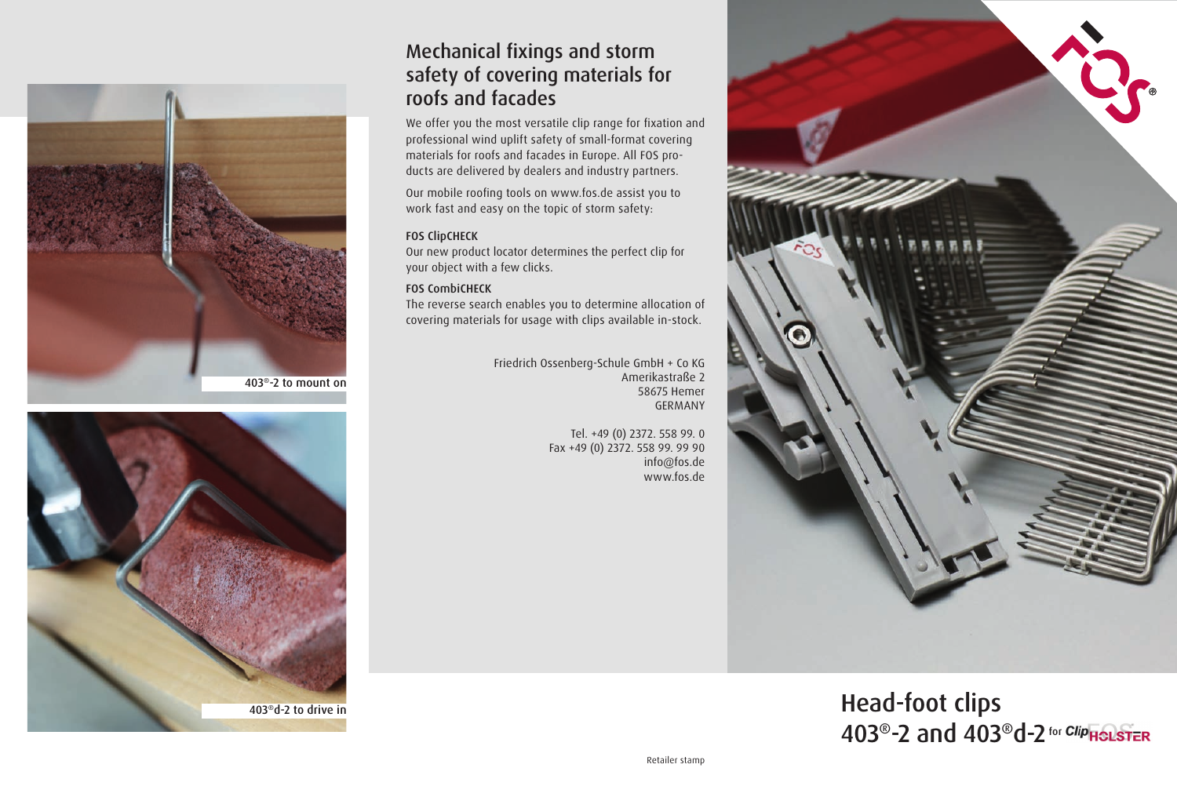403®-2 to mount on

403®d-2 to drive in

## Mechanical fixings and storm safety of covering materials for roofs and facades

We offer you the most versatile clip range for fixation and professional wind uplift safety of small-format covering materials for roofs and facades in Europe. All FOS products are delivered by dealers and industry partners.

Our mobile roofing tools on www.fos.de assist you to work fast and easy on the topic of storm safety:

**FOS ClipCHECK**
Our new product locator determines the perfect clip for your object with a few clicks.

**FOS CombiCHECK**
The reverse search enables you to determine allocation of covering materials for usage with clips available in-stock.

Friedrich Ossenberg-Schule GmbH + Co KG
Amerikastraße 2
58675 Hemer
GERMANY

Tel. +49 (0) 2372. 558 99. 0
Fax +49 (0) 2372. 558 99. 99 90
info@fos.de
www.fos.de

# Head-foot clips 403®-2 and 403®d-2 for ClipHOLSTER

Retailer stamp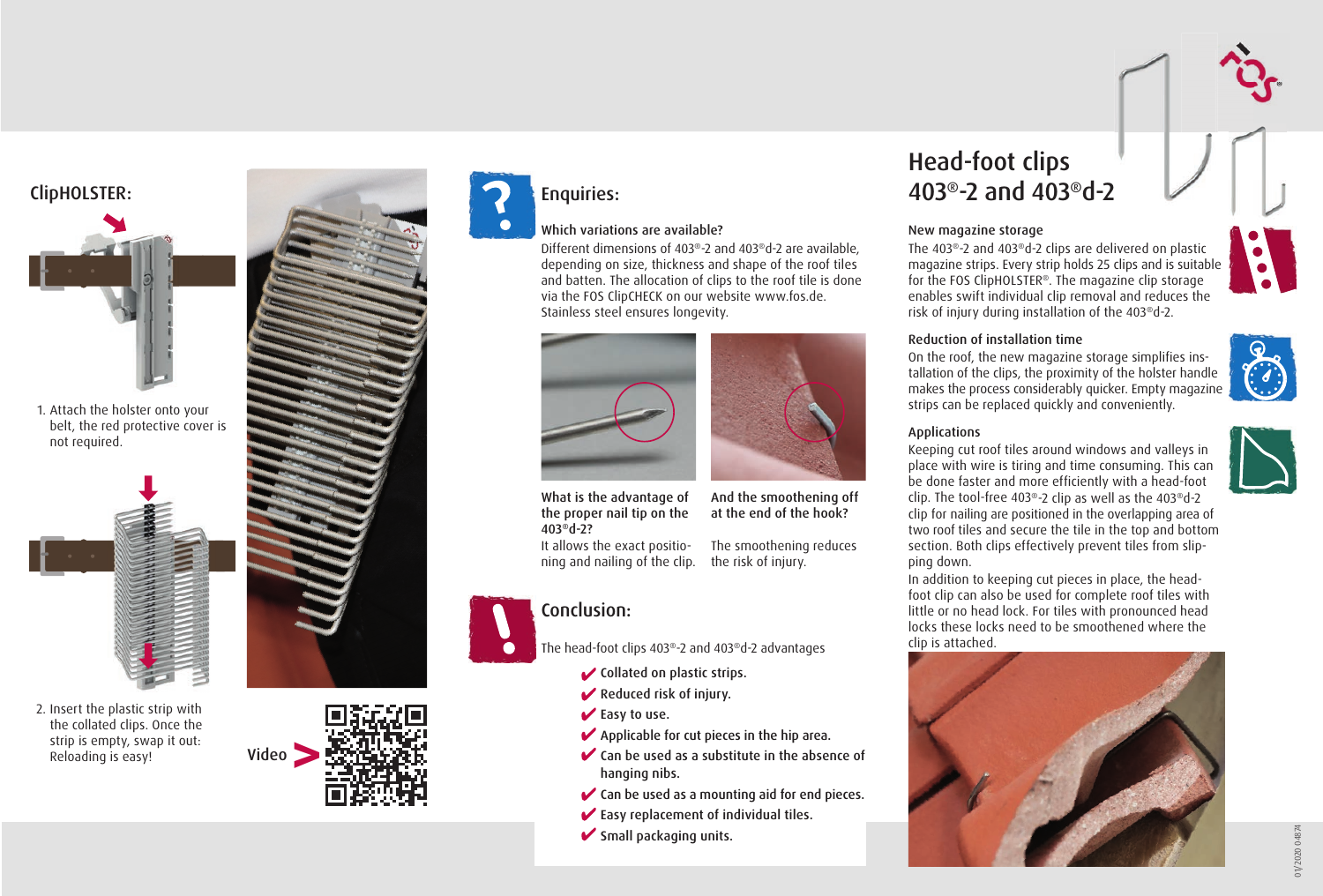## ClipHOLSTER:

1. Attach the holster onto your belt, the red protective cover is not required.
2. Insert the plastic strip with the collated clips. Once the strip is empty, swap it out: Reloading is easy!

Video >

## Enquiries:

### Which variations are available?

Different dimensions of 403®-2 and 403®d-2 are available, depending on size, thickness and shape of the roof tiles and batten. The allocation of clips to the roof tile is done via the FOS ClipCHECK on our website www.fos.de. Stainless steel ensures longevity.

**What is the advantage of the proper nail tip on the 403®d-2?**

It allows the exact positioning and nailing of the clip.

**And the smoothening off at the end of the hook?**

The smoothening reduces the risk of injury.

## Conclusion:

The head-foot clips 403®-2 and 403®d-2 advantages

- ✔ Collated on plastic strips.
- ✔ Reduced risk of injury.
- ✔ Easy to use.
- ✔ Applicable for cut pieces in the hip area.
- ✔ Can be used as a substitute in the absence of hanging nibs.
- ✔ Can be used as a mounting aid for end pieces.
- ✔ Easy replacement of individual tiles.
- ✔ Small packaging units.

# Head-foot clips 403®-2 and 403®d-2

### New magazine storage

The 403®-2 and 403®d-2 clips are delivered on plastic magazine strips. Every strip holds 25 clips and is suitable for the FOS ClipHOLSTER®. The magazine clip storage enables swift individual clip removal and reduces the risk of injury during installation of the 403®d-2.

### Reduction of installation time

On the roof, the new magazine storage simplifies installation of the clips, the proximity of the holster handle makes the process considerably quicker. Empty magazine strips can be replaced quickly and conveniently.

### Applications

Keeping cut roof tiles around windows and valleys in place with wire is tiring and time consuming. This can be done faster and more efficiently with a head-foot clip. The tool-free 403®-2 clip as well as the 403®d-2 clip for nailing are positioned in the overlapping area of two roof tiles and secure the tile in the top and bottom section. Both clips effectively prevent tiles from slipping down.

In addition to keeping cut pieces in place, the head-foot clip can also be used for complete roof tiles with little or no head lock. For tiles with pronounced head locks these locks need to be smoothened where the clip is attached.

01/2020 04874